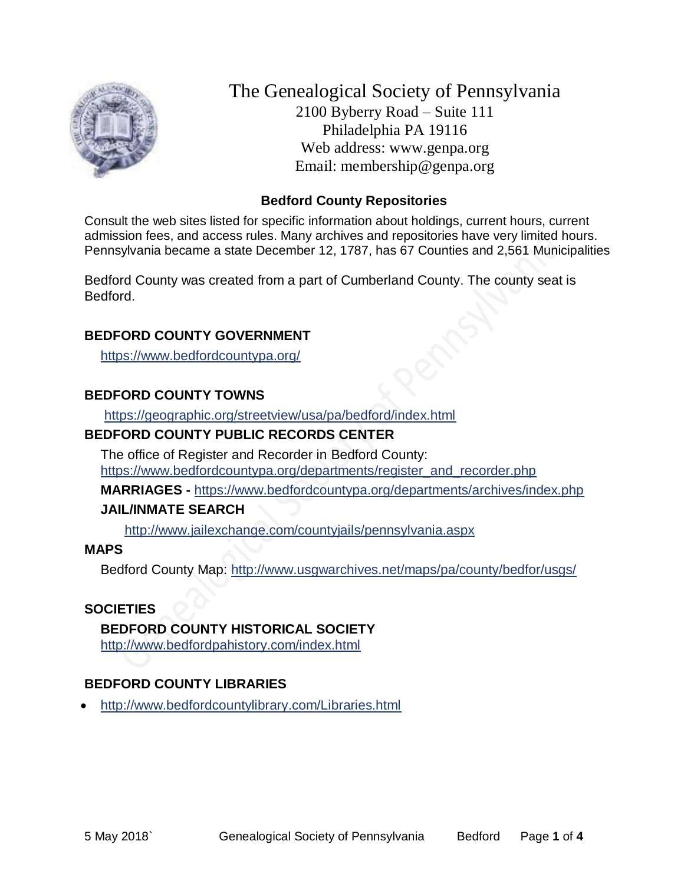# The Genealogical Society of Pennsylvania

2100 Byberry Road – Suite 111
Philadelphia PA 19116
Web address: www.genpa.org
Email: membership@genpa.org

## Bedford County Repositories

Consult the web sites listed for specific information about holdings, current hours, current admission fees, and access rules. Many archives and repositories have very limited hours. Pennsylvania became a state December 12, 1787, has 67 Counties and 2,561 Municipalities

Bedford County was created from a part of Cumberland County. The county seat is Bedford.

### BEDFORD COUNTY GOVERNMENT

https://www.bedfordcountypa.org/

### BEDFORD COUNTY TOWNS

https://geographic.org/streetview/usa/pa/bedford/index.html

### BEDFORD COUNTY PUBLIC RECORDS CENTER

The office of Register and Recorder in Bedford County: https://www.bedfordcountypa.org/departments/register_and_recorder.php

**MARRIAGES -** https://www.bedfordcountypa.org/departments/archives/index.php

**JAIL/INMATE SEARCH**

http://www.jailexchange.com/countyjails/pennsylvania.aspx

### MAPS

Bedford County Map: http://www.usgwarchives.net/maps/pa/county/bedfor/usgs/

### SOCIETIES

**BEDFORD COUNTY HISTORICAL SOCIETY**
http://www.bedfordpahistory.com/index.html

### BEDFORD COUNTY LIBRARIES

- http://www.bedfordcountylibrary.com/Libraries.html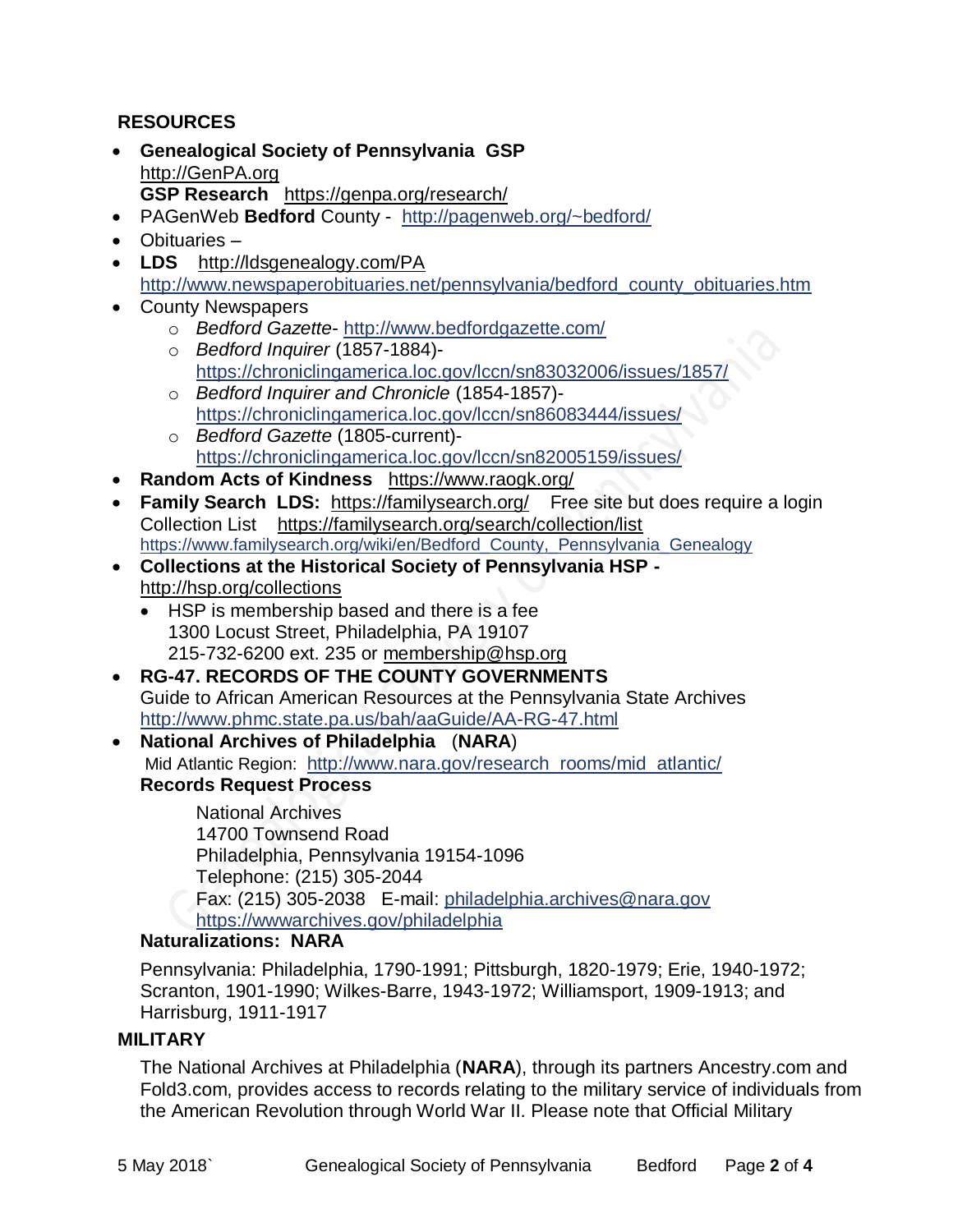## RESOURCES

- **Genealogical Society of Pennsylvania GSP**
  http://GenPA.org
  **GSP Research** https://genpa.org/research/
- PAGenWeb **Bedford** County - http://pagenweb.org/~bedford/
- Obituaries –
- **LDS** http://ldsgenealogy.com/PA
  http://www.newspaperobituaries.net/pennsylvania/bedford_county_obituaries.htm
- County Newspapers
  - *Bedford Gazette*- http://www.bedfordgazette.com/
  - *Bedford Inquirer* (1857-1884)-
    https://chroniclingamerica.loc.gov/lccn/sn83032006/issues/1857/
  - *Bedford Inquirer and Chronicle* (1854-1857)-
    https://chroniclingamerica.loc.gov/lccn/sn86083444/issues/
  - *Bedford Gazette* (1805-current)-
    https://chroniclingamerica.loc.gov/lccn/sn82005159/issues/
- **Random Acts of Kindness** https://www.raogk.org/
- **Family Search LDS:** https://familysearch.org/ Free site but does require a login
  Collection List https://familysearch.org/search/collection/list
  https://www.familysearch.org/wiki/en/Bedford_County,_Pennsylvania_Genealogy
- **Collections at the Historical Society of Pennsylvania HSP -**
  http://hsp.org/collections
  - HSP is membership based and there is a fee
    1300 Locust Street, Philadelphia, PA 19107
    215-732-6200 ext. 235 or membership@hsp.org
- **RG-47. RECORDS OF THE COUNTY GOVERNMENTS**
  Guide to African American Resources at the Pennsylvania State Archives
  http://www.phmc.state.pa.us/bah/aaGuide/AA-RG-47.html
- **National Archives of Philadelphia** (**NARA**)
  Mid Atlantic Region: http://www.nara.gov/research_rooms/mid_atlantic/
  **Records Request Process**

  National Archives
  14700 Townsend Road
  Philadelphia, Pennsylvania 19154-1096
  Telephone: (215) 305-2044
  Fax: (215) 305-2038 E-mail: philadelphia.archives@nara.gov
  https://wwwarchives.gov/philadelphia

  **Naturalizations: NARA**

  Pennsylvania: Philadelphia, 1790-1991; Pittsburgh, 1820-1979; Erie, 1940-1972; Scranton, 1901-1990; Wilkes-Barre, 1943-1972; Williamsport, 1909-1913; and Harrisburg, 1911-1917

## MILITARY

The National Archives at Philadelphia (**NARA**), through its partners Ancestry.com and Fold3.com, provides access to records relating to the military service of individuals from the American Revolution through World War II. Please note that Official Military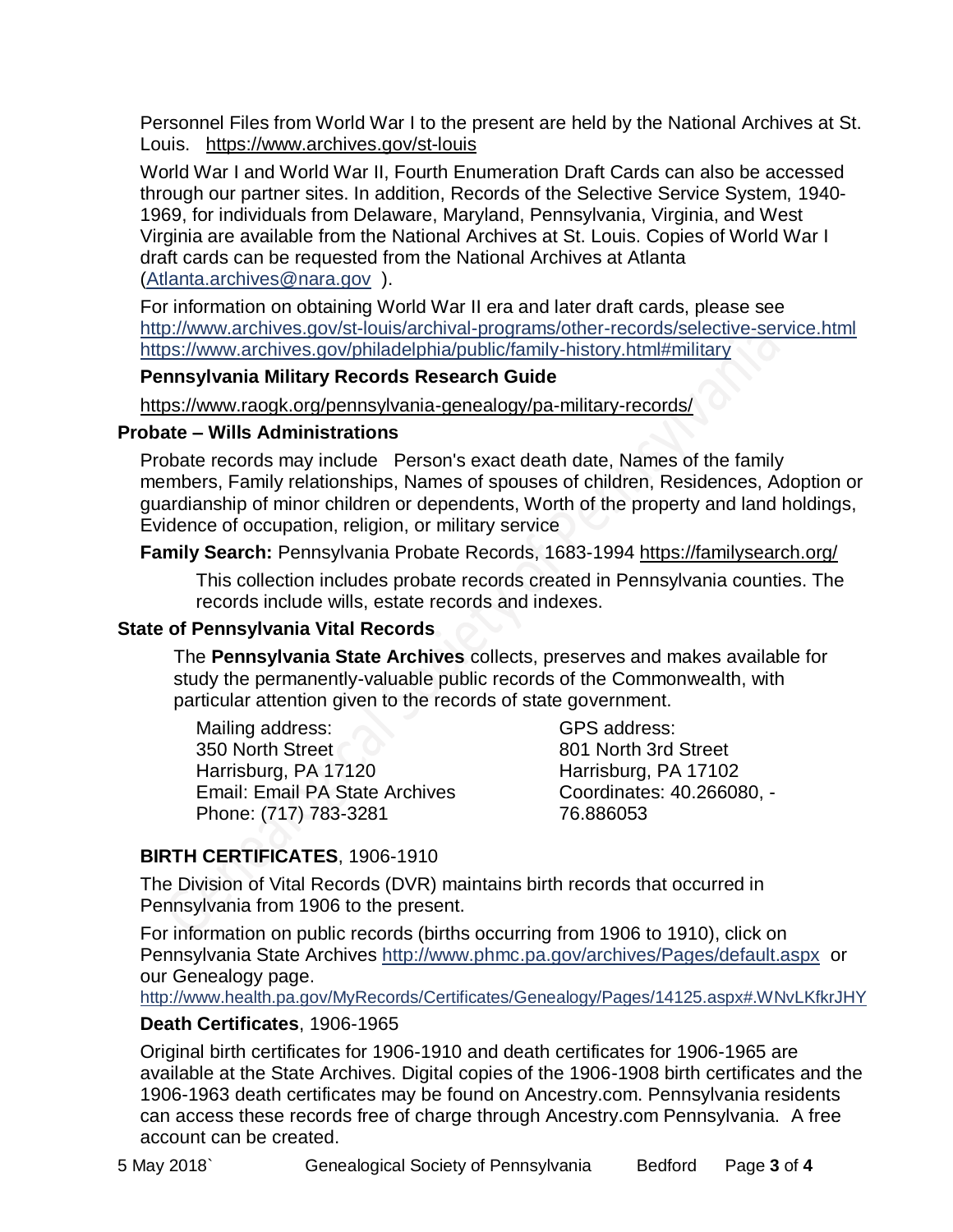Personnel Files from World War I to the present are held by the National Archives at St. Louis. https://www.archives.gov/st-louis

World War I and World War II, Fourth Enumeration Draft Cards can also be accessed through our partner sites. In addition, Records of the Selective Service System, 1940-1969, for individuals from Delaware, Maryland, Pennsylvania, Virginia, and West Virginia are available from the National Archives at St. Louis. Copies of World War I draft cards can be requested from the National Archives at Atlanta (Atlanta.archives@nara.gov ).

For information on obtaining World War II era and later draft cards, please see http://www.archives.gov/st-louis/archival-programs/other-records/selective-service.html https://www.archives.gov/philadelphia/public/family-history.html#military

**Pennsylvania Military Records Research Guide**

https://www.raogk.org/pennsylvania-genealogy/pa-military-records/

## Probate – Wills Administrations

Probate records may include Person's exact death date, Names of the family members, Family relationships, Names of spouses of children, Residences, Adoption or guardianship of minor children or dependents, Worth of the property and land holdings, Evidence of occupation, religion, or military service

**Family Search:** Pennsylvania Probate Records, 1683-1994 https://familysearch.org/

This collection includes probate records created in Pennsylvania counties. The records include wills, estate records and indexes.

## State of Pennsylvania Vital Records

The **Pennsylvania State Archives** collects, preserves and makes available for study the permanently-valuable public records of the Commonwealth, with particular attention given to the records of state government.

Mailing address:
350 North Street
Harrisburg, PA 17120
Email: Email PA State Archives
Phone: (717) 783-3281

GPS address:
801 North 3rd Street
Harrisburg, PA 17102
Coordinates: 40.266080, -76.886053

**BIRTH CERTIFICATES**, 1906-1910

The Division of Vital Records (DVR) maintains birth records that occurred in Pennsylvania from 1906 to the present.

For information on public records (births occurring from 1906 to 1910), click on Pennsylvania State Archives http://www.phmc.pa.gov/archives/Pages/default.aspx or our Genealogy page.

http://www.health.pa.gov/MyRecords/Certificates/Genealogy/Pages/14125.aspx#.WNvLKfkrJHY

**Death Certificates**, 1906-1965

Original birth certificates for 1906-1910 and death certificates for 1906-1965 are available at the State Archives. Digital copies of the 1906-1908 birth certificates and the 1906-1963 death certificates may be found on Ancestry.com. Pennsylvania residents can access these records free of charge through Ancestry.com Pennsylvania. A free account can be created.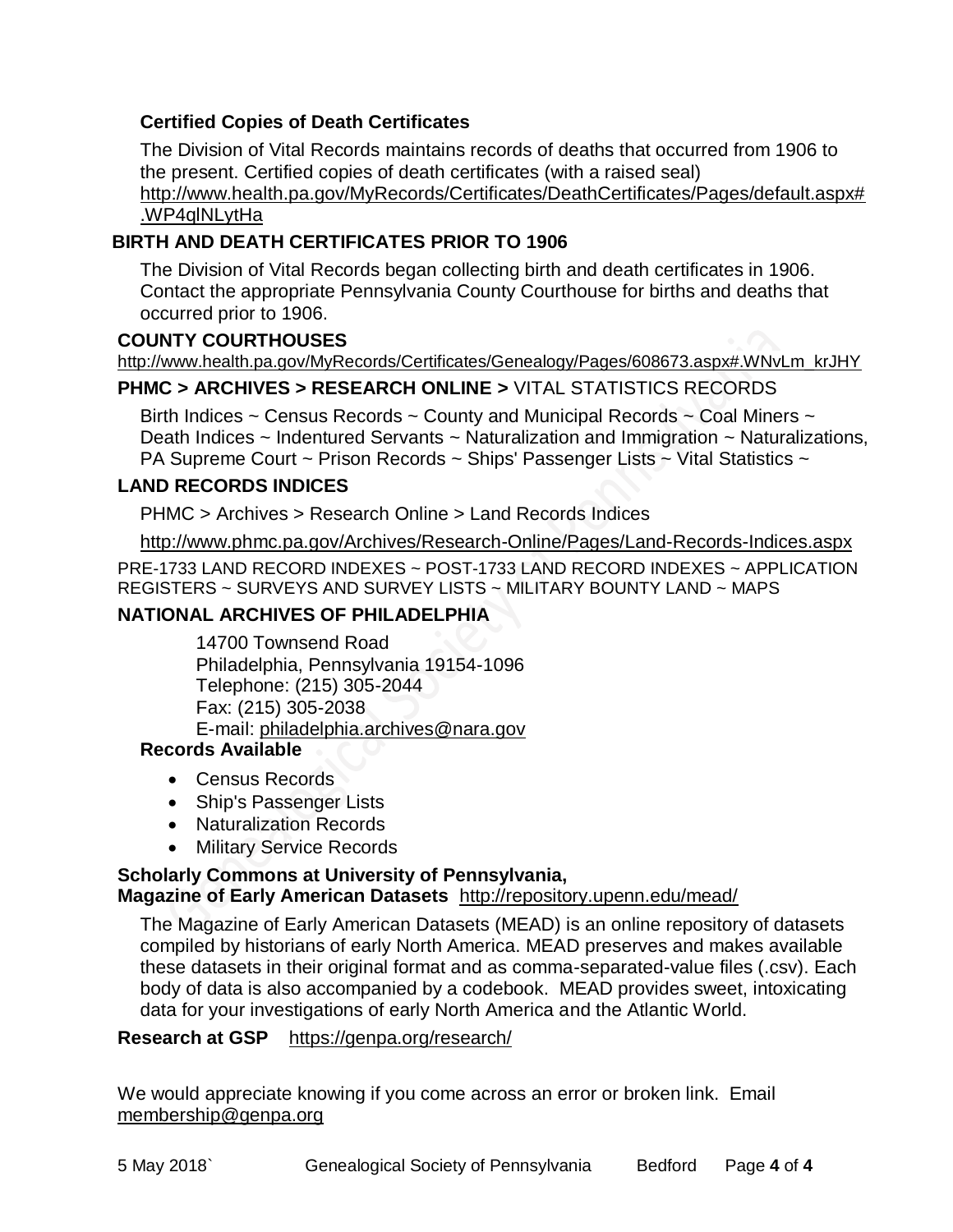### Certified Copies of Death Certificates

The Division of Vital Records maintains records of deaths that occurred from 1906 to the present. Certified copies of death certificates (with a raised seal) http://www.health.pa.gov/MyRecords/Certificates/DeathCertificates/Pages/default.aspx#.WP4qlNLytHa

## BIRTH AND DEATH CERTIFICATES PRIOR TO 1906

The Division of Vital Records began collecting birth and death certificates in 1906. Contact the appropriate Pennsylvania County Courthouse for births and deaths that occurred prior to 1906.

## COUNTY COURTHOUSES

http://www.health.pa.gov/MyRecords/Certificates/Genealogy/Pages/608673.aspx#.WNvLm_krJHY

## PHMC > ARCHIVES > RESEARCH ONLINE > VITAL STATISTICS RECORDS

Birth Indices ~ Census Records ~ County and Municipal Records ~ Coal Miners ~ Death Indices ~ Indentured Servants ~ Naturalization and Immigration ~ Naturalizations, PA Supreme Court ~ Prison Records ~ Ships' Passenger Lists ~ Vital Statistics ~

## LAND RECORDS INDICES

PHMC > Archives > Research Online > Land Records Indices

http://www.phmc.pa.gov/Archives/Research-Online/Pages/Land-Records-Indices.aspx

PRE-1733 LAND RECORD INDEXES ~ POST-1733 LAND RECORD INDEXES ~ APPLICATION REGISTERS ~ SURVEYS AND SURVEY LISTS ~ MILITARY BOUNTY LAND ~ MAPS

## NATIONAL ARCHIVES OF PHILADELPHIA

14700 Townsend Road
Philadelphia, Pennsylvania 19154-1096
Telephone: (215) 305-2044
Fax: (215) 305-2038
E-mail: philadelphia.archives@nara.gov

### Records Available

- Census Records
- Ship's Passenger Lists
- Naturalization Records
- Military Service Records

### Scholarly Commons at University of Pennsylvania, Magazine of Early American Datasets http://repository.upenn.edu/mead/

The Magazine of Early American Datasets (MEAD) is an online repository of datasets compiled by historians of early North America. MEAD preserves and makes available these datasets in their original format and as comma-separated-value files (.csv). Each body of data is also accompanied by a codebook. MEAD provides sweet, intoxicating data for your investigations of early North America and the Atlantic World.

**Research at GSP** https://genpa.org/research/

We would appreciate knowing if you come across an error or broken link. Email membership@genpa.org